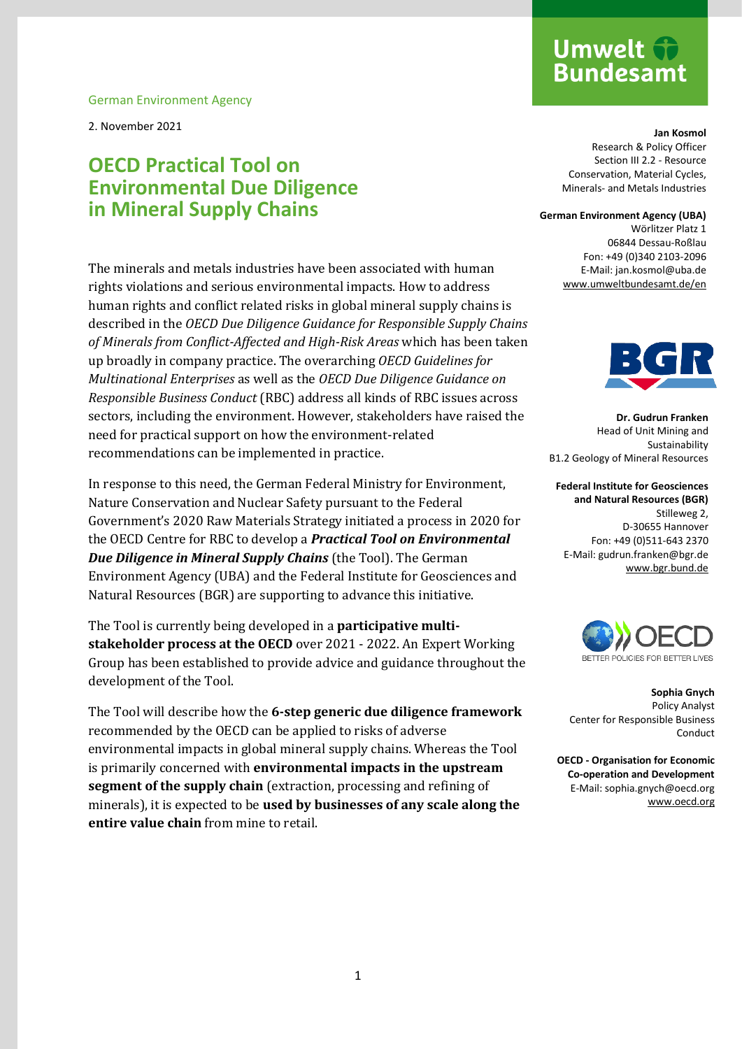German Environment Agency

2. November 2021

# OECD Practical Tool on Environmental Due Diligence in Mineral Supply Chains

The minerals and metals industries have been associated with human rights violations and serious environmental impacts. How to address human rights and conflict related risks in global mineral supply chains is described in the *OECD Due Diligence Guidance for Responsible Supply Chains of Minerals from Conflict-Affected and High-Risk Areas* which has been taken up broadly in company practice. The overarching *OECD Guidelines for Multinational Enterprises* as well as the *OECD Due Diligence Guidance on Responsible Business Conduct* (RBC) address all kinds of RBC issues across sectors, including the environment. However, stakeholders have raised the need for practical support on how the environment-related recommendations can be implemented in practice.

In response to this need, the German Federal Ministry for Environment, Nature Conservation and Nuclear Safety pursuant to the Federal Government's 2020 Raw Materials Strategy initiated a process in 2020 for the OECD Centre for RBC to develop a ***Practical Tool on Environmental Due Diligence in Mineral Supply Chains*** (the Tool). The German Environment Agency (UBA) and the Federal Institute for Geosciences and Natural Resources (BGR) are supporting to advance this initiative.

The Tool is currently being developed in a **participative multi-stakeholder process at the OECD** over 2021 - 2022. An Expert Working Group has been established to provide advice and guidance throughout the development of the Tool.

The Tool will describe how the **6-step generic due diligence framework** recommended by the OECD can be applied to risks of adverse environmental impacts in global mineral supply chains. Whereas the Tool is primarily concerned with **environmental impacts in the upstream segment of the supply chain** (extraction, processing and refining of minerals), it is expected to be **used by businesses of any scale along the entire value chain** from mine to retail.

**Jan Kosmol**
Research & Policy Officer
Section III 2.2 - Resource Conservation, Material Cycles, Minerals- and Metals Industries

**German Environment Agency (UBA)**
Wörlitzer Platz 1
06844 Dessau-Roßlau
Fon: +49 (0)340 2103-2096
E-Mail: jan.kosmol@uba.de
www.umweltbundesamt.de/en

**Dr. Gudrun Franken**
Head of Unit Mining and Sustainability
B1.2 Geology of Mineral Resources

**Federal Institute for Geosciences and Natural Resources (BGR)**
Stilleweg 2,
D-30655 Hannover
Fon: +49 (0)511-643 2370
E-Mail: gudrun.franken@bgr.de
www.bgr.bund.de

**Sophia Gnych**
Policy Analyst
Center for Responsible Business Conduct

**OECD - Organisation for Economic Co-operation and Development**
E-Mail: sophia.gnych@oecd.org
www.oecd.org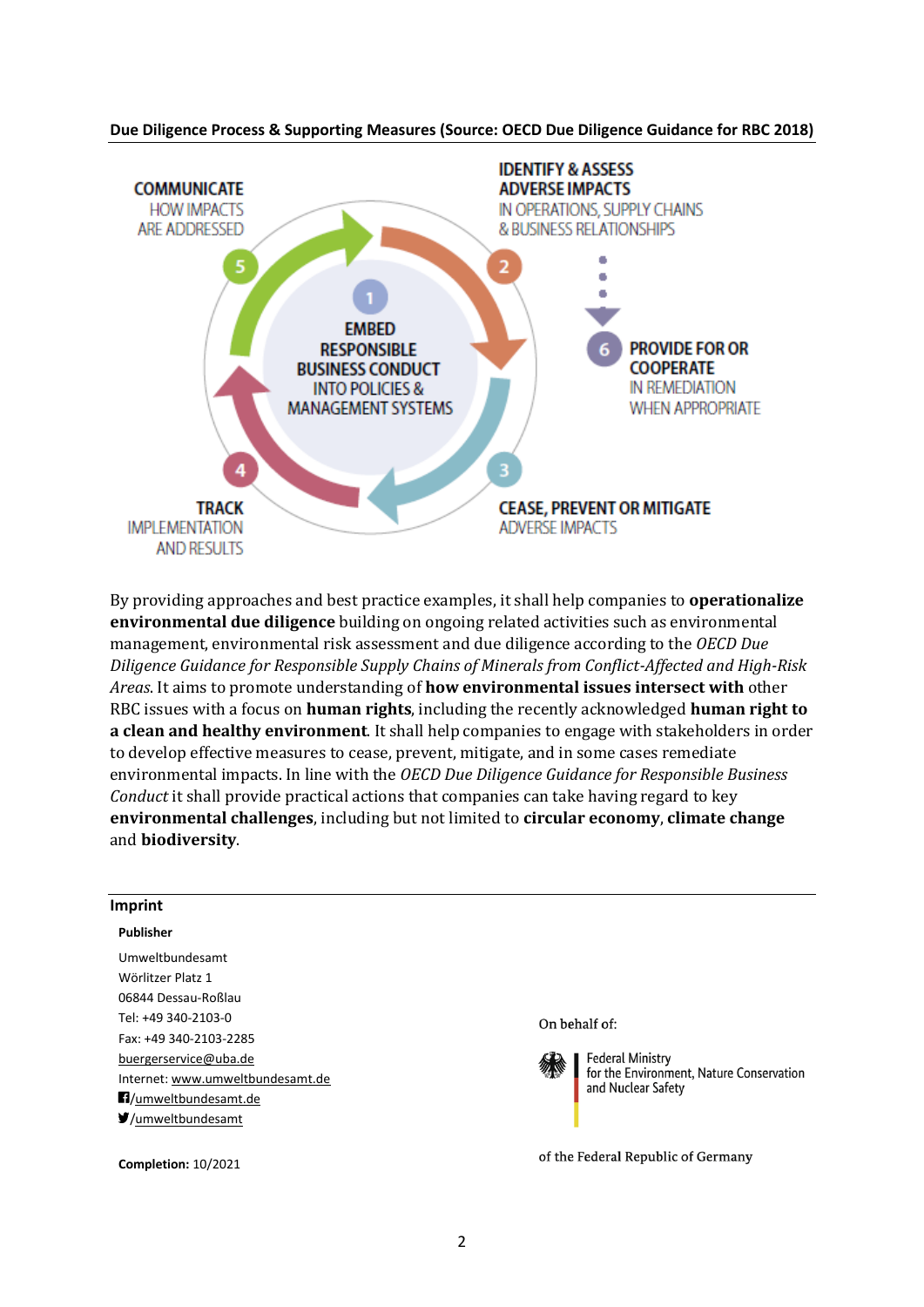**Due Diligence Process & Supporting Measures (Source: OECD Due Diligence Guidance for RBC 2018)**

1 EMBED RESPONSIBLE BUSINESS CONDUCT INTO POLICIES & MANAGEMENT SYSTEMS

2 IDENTIFY & ASSESS ADVERSE IMPACTS IN OPERATIONS, SUPPLY CHAINS & BUSINESS RELATIONSHIPS

3 CEASE, PREVENT OR MITIGATE ADVERSE IMPACTS

4 TRACK IMPLEMENTATION AND RESULTS

5 COMMUNICATE HOW IMPACTS ARE ADDRESSED

6 PROVIDE FOR OR COOPERATE IN REMEDIATION WHEN APPROPRIATE

By providing approaches and best practice examples, it shall help companies to **operationalize environmental due diligence** building on ongoing related activities such as environmental management, environmental risk assessment and due diligence according to the *OECD Due Diligence Guidance for Responsible Supply Chains of Minerals from Conflict-Affected and High-Risk Areas*. It aims to promote understanding of **how environmental issues intersect with** other RBC issues with a focus on **human rights**, including the recently acknowledged **human right to a clean and healthy environment**. It shall help companies to engage with stakeholders in order to develop effective measures to cease, prevent, mitigate, and in some cases remediate environmental impacts. In line with the *OECD Due Diligence Guidance for Responsible Business Conduct* it shall provide practical actions that companies can take having regard to key **environmental challenges**, including but not limited to **circular economy**, **climate change** and **biodiversity**.

## Imprint

**Publisher**

Umweltbundesamt
Wörlitzer Platz 1
06844 Dessau-Roßlau
Tel: +49 340-2103-0
Fax: +49 340-2103-2285
buergerservice@uba.de
Internet: www.umweltbundesamt.de
/umweltbundesamt.de
/umweltbundesamt

**Completion:** 10/2021

On behalf of:

Federal Ministry
for the Environment, Nature Conservation
and Nuclear Safety

of the Federal Republic of Germany